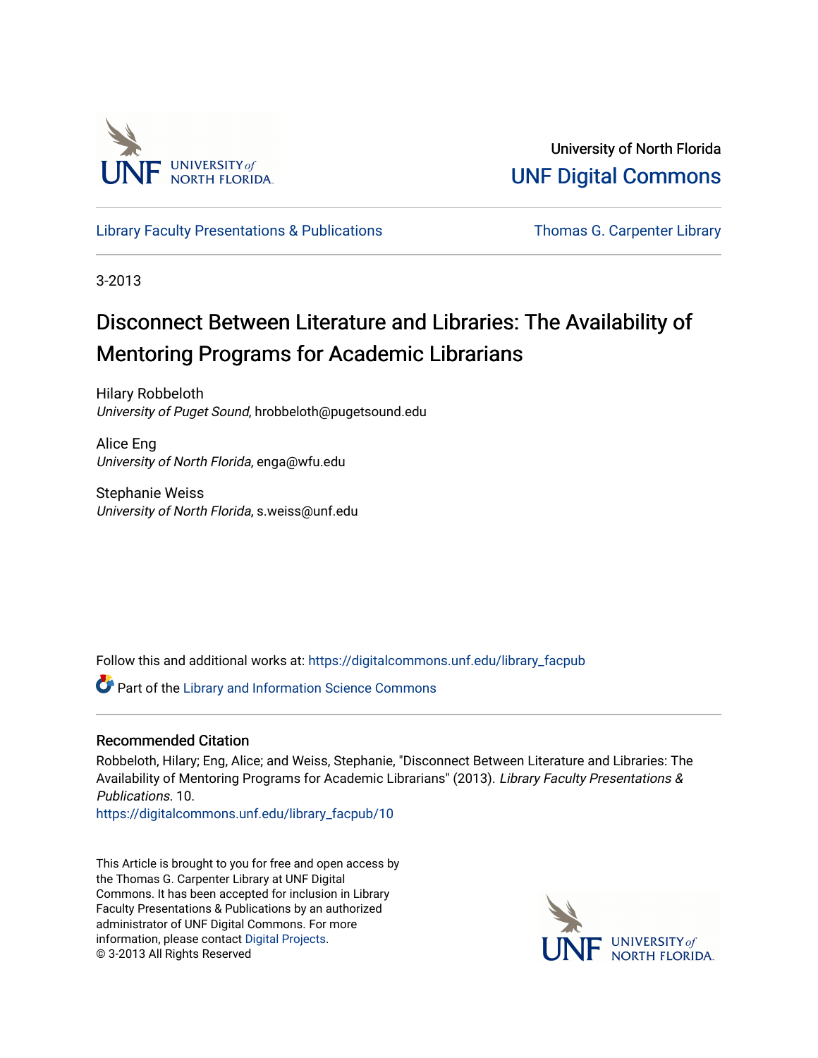University of North Florida

UNF Digital Commons

Library Faculty Presentations & Publications

Thomas G. Carpenter Library

3-2013

# Disconnect Between Literature and Libraries: The Availability of Mentoring Programs for Academic Librarians

Hilary Robbeloth
*University of Puget Sound*, hrobbeloth@pugetsound.edu

Alice Eng
*University of North Florida*, enga@wfu.edu

Stephanie Weiss
*University of North Florida*, s.weiss@unf.edu

Follow this and additional works at: https://digitalcommons.unf.edu/library_facpub

Part of the Library and Information Science Commons

## Recommended Citation

Robbeloth, Hilary; Eng, Alice; and Weiss, Stephanie, "Disconnect Between Literature and Libraries: The Availability of Mentoring Programs for Academic Librarians" (2013). *Library Faculty Presentations & Publications*. 10.
https://digitalcommons.unf.edu/library_facpub/10

This Article is brought to you for free and open access by the Thomas G. Carpenter Library at UNF Digital Commons. It has been accepted for inclusion in Library Faculty Presentations & Publications by an authorized administrator of UNF Digital Commons. For more information, please contact Digital Projects.
© 3-2013 All Rights Reserved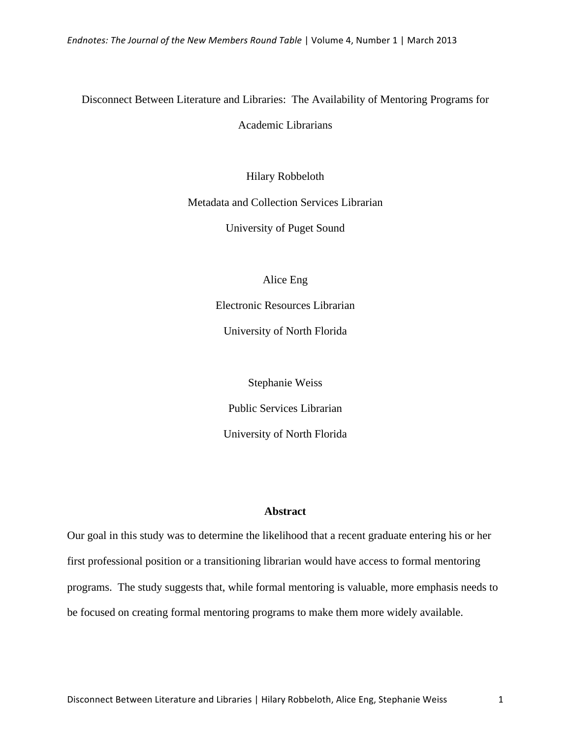# Disconnect Between Literature and Libraries: The Availability of Mentoring Programs for Academic Librarians

Hilary Robbeloth

Metadata and Collection Services Librarian

University of Puget Sound

Alice Eng

Electronic Resources Librarian

University of North Florida

Stephanie Weiss

Public Services Librarian

University of North Florida

## Abstract

Our goal in this study was to determine the likelihood that a recent graduate entering his or her first professional position or a transitioning librarian would have access to formal mentoring programs. The study suggests that, while formal mentoring is valuable, more emphasis needs to be focused on creating formal mentoring programs to make them more widely available.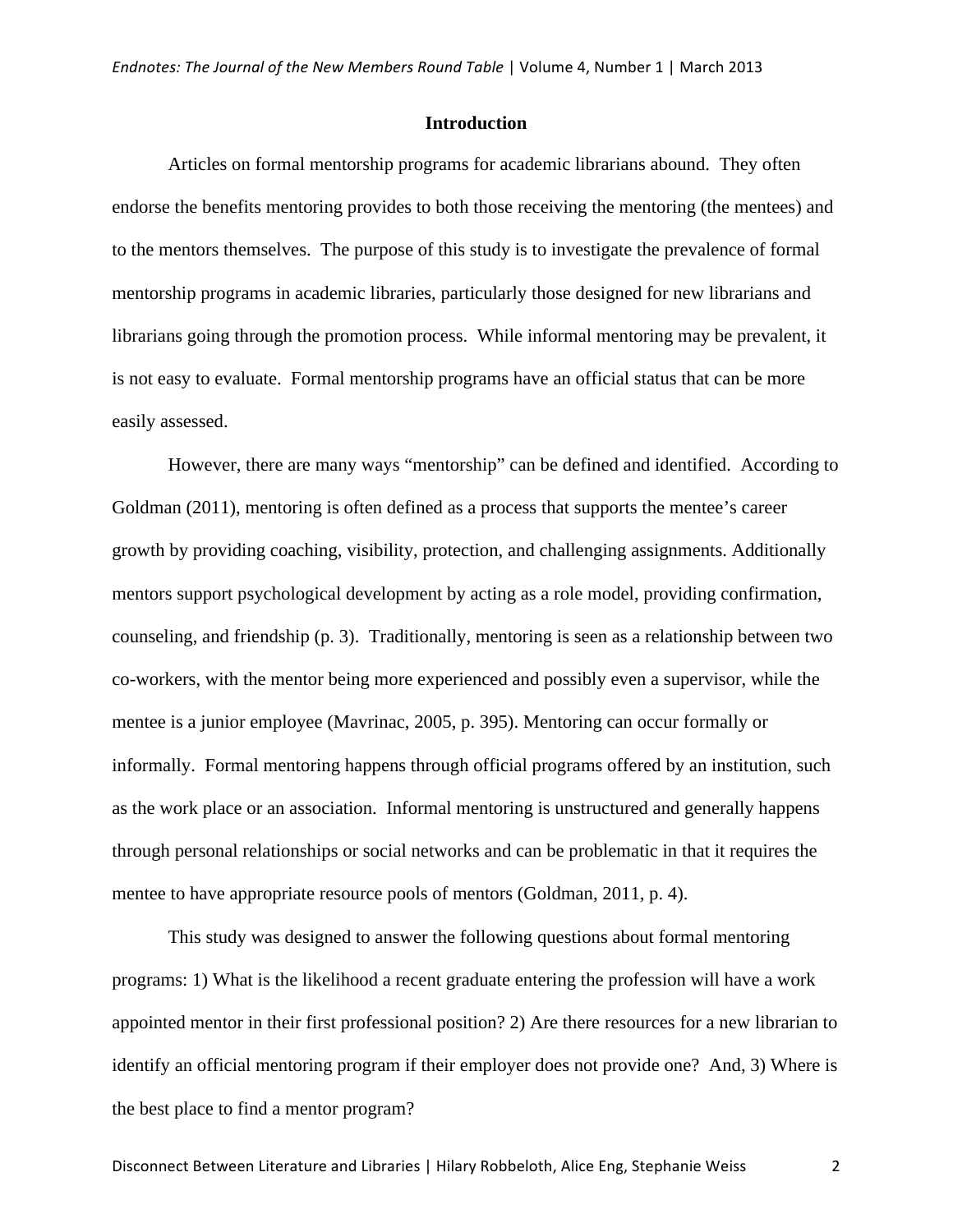## Introduction

Articles on formal mentorship programs for academic librarians abound. They often endorse the benefits mentoring provides to both those receiving the mentoring (the mentees) and to the mentors themselves. The purpose of this study is to investigate the prevalence of formal mentorship programs in academic libraries, particularly those designed for new librarians and librarians going through the promotion process. While informal mentoring may be prevalent, it is not easy to evaluate. Formal mentorship programs have an official status that can be more easily assessed.

However, there are many ways "mentorship" can be defined and identified. According to Goldman (2011), mentoring is often defined as a process that supports the mentee's career growth by providing coaching, visibility, protection, and challenging assignments. Additionally mentors support psychological development by acting as a role model, providing confirmation, counseling, and friendship (p. 3). Traditionally, mentoring is seen as a relationship between two co-workers, with the mentor being more experienced and possibly even a supervisor, while the mentee is a junior employee (Mavrinac, 2005, p. 395). Mentoring can occur formally or informally. Formal mentoring happens through official programs offered by an institution, such as the work place or an association. Informal mentoring is unstructured and generally happens through personal relationships or social networks and can be problematic in that it requires the mentee to have appropriate resource pools of mentors (Goldman, 2011, p. 4).

This study was designed to answer the following questions about formal mentoring programs: 1) What is the likelihood a recent graduate entering the profession will have a work appointed mentor in their first professional position? 2) Are there resources for a new librarian to identify an official mentoring program if their employer does not provide one? And, 3) Where is the best place to find a mentor program?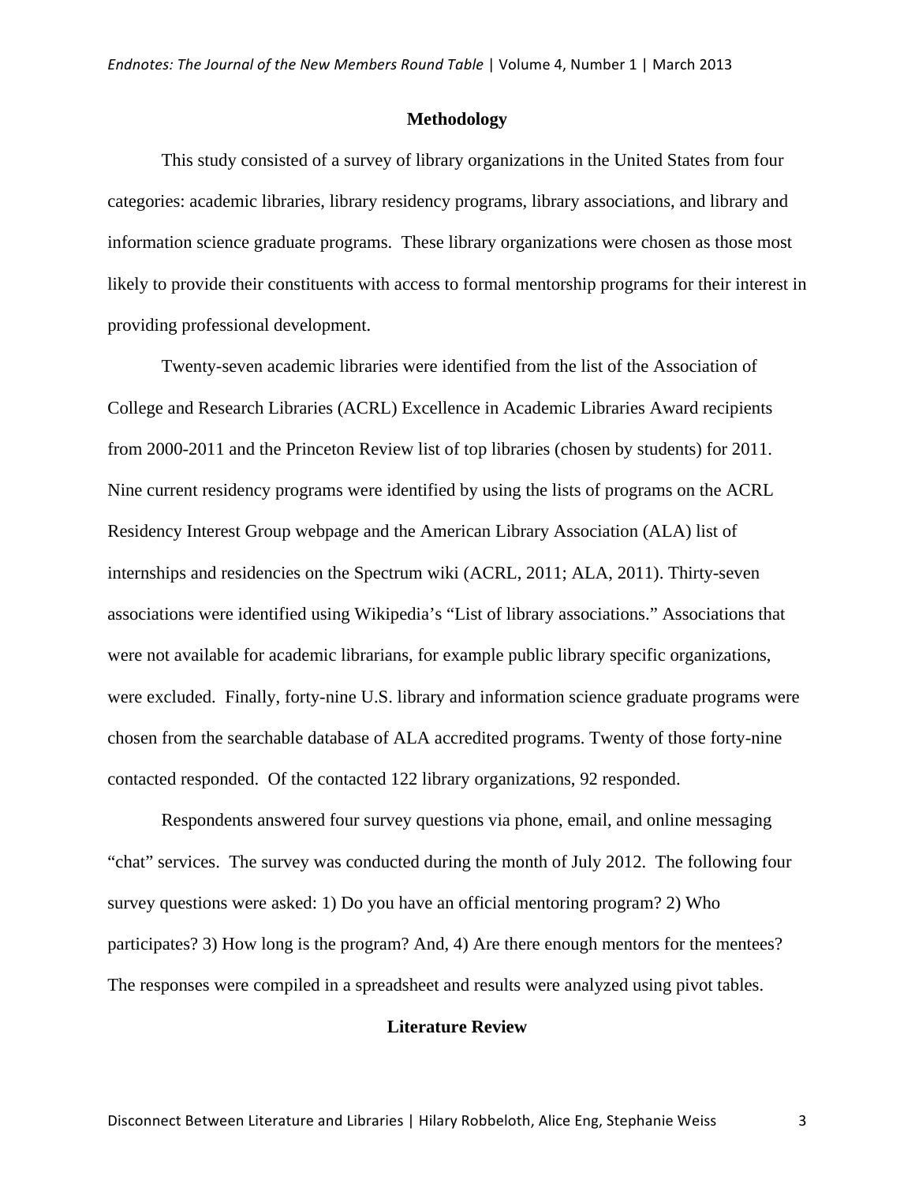## Methodology

This study consisted of a survey of library organizations in the United States from four categories: academic libraries, library residency programs, library associations, and library and information science graduate programs. These library organizations were chosen as those most likely to provide their constituents with access to formal mentorship programs for their interest in providing professional development.

Twenty-seven academic libraries were identified from the list of the Association of College and Research Libraries (ACRL) Excellence in Academic Libraries Award recipients from 2000-2011 and the Princeton Review list of top libraries (chosen by students) for 2011. Nine current residency programs were identified by using the lists of programs on the ACRL Residency Interest Group webpage and the American Library Association (ALA) list of internships and residencies on the Spectrum wiki (ACRL, 2011; ALA, 2011). Thirty-seven associations were identified using Wikipedia's "List of library associations." Associations that were not available for academic librarians, for example public library specific organizations, were excluded. Finally, forty-nine U.S. library and information science graduate programs were chosen from the searchable database of ALA accredited programs. Twenty of those forty-nine contacted responded. Of the contacted 122 library organizations, 92 responded.

Respondents answered four survey questions via phone, email, and online messaging "chat" services. The survey was conducted during the month of July 2012. The following four survey questions were asked: 1) Do you have an official mentoring program? 2) Who participates? 3) How long is the program? And, 4) Are there enough mentors for the mentees? The responses were compiled in a spreadsheet and results were analyzed using pivot tables.

## Literature Review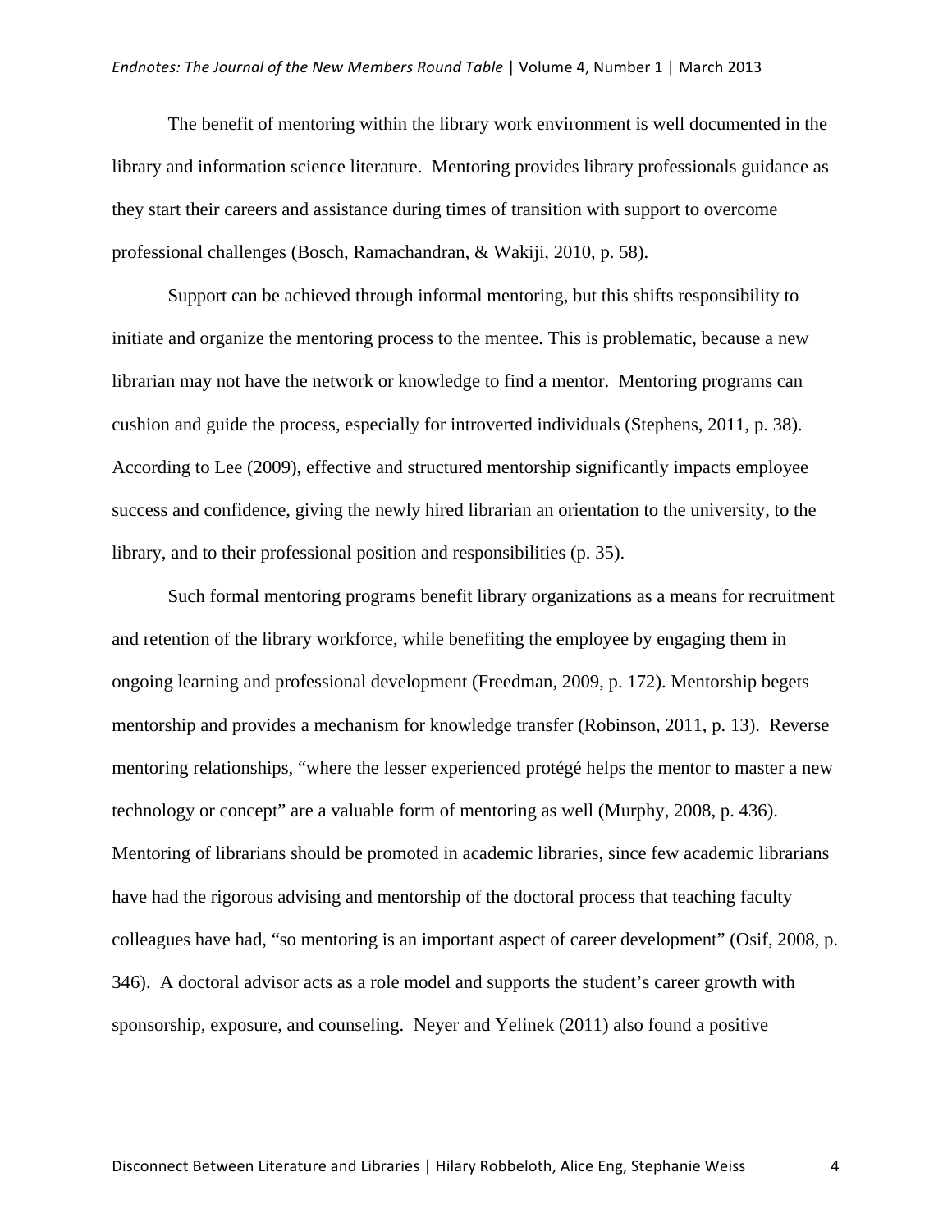The benefit of mentoring within the library work environment is well documented in the library and information science literature. Mentoring provides library professionals guidance as they start their careers and assistance during times of transition with support to overcome professional challenges (Bosch, Ramachandran, & Wakiji, 2010, p. 58).

Support can be achieved through informal mentoring, but this shifts responsibility to initiate and organize the mentoring process to the mentee. This is problematic, because a new librarian may not have the network or knowledge to find a mentor. Mentoring programs can cushion and guide the process, especially for introverted individuals (Stephens, 2011, p. 38). According to Lee (2009), effective and structured mentorship significantly impacts employee success and confidence, giving the newly hired librarian an orientation to the university, to the library, and to their professional position and responsibilities (p. 35).

Such formal mentoring programs benefit library organizations as a means for recruitment and retention of the library workforce, while benefiting the employee by engaging them in ongoing learning and professional development (Freedman, 2009, p. 172). Mentorship begets mentorship and provides a mechanism for knowledge transfer (Robinson, 2011, p. 13). Reverse mentoring relationships, "where the lesser experienced protégé helps the mentor to master a new technology or concept" are a valuable form of mentoring as well (Murphy, 2008, p. 436). Mentoring of librarians should be promoted in academic libraries, since few academic librarians have had the rigorous advising and mentorship of the doctoral process that teaching faculty colleagues have had, "so mentoring is an important aspect of career development" (Osif, 2008, p. 346). A doctoral advisor acts as a role model and supports the student's career growth with sponsorship, exposure, and counseling. Neyer and Yelinek (2011) also found a positive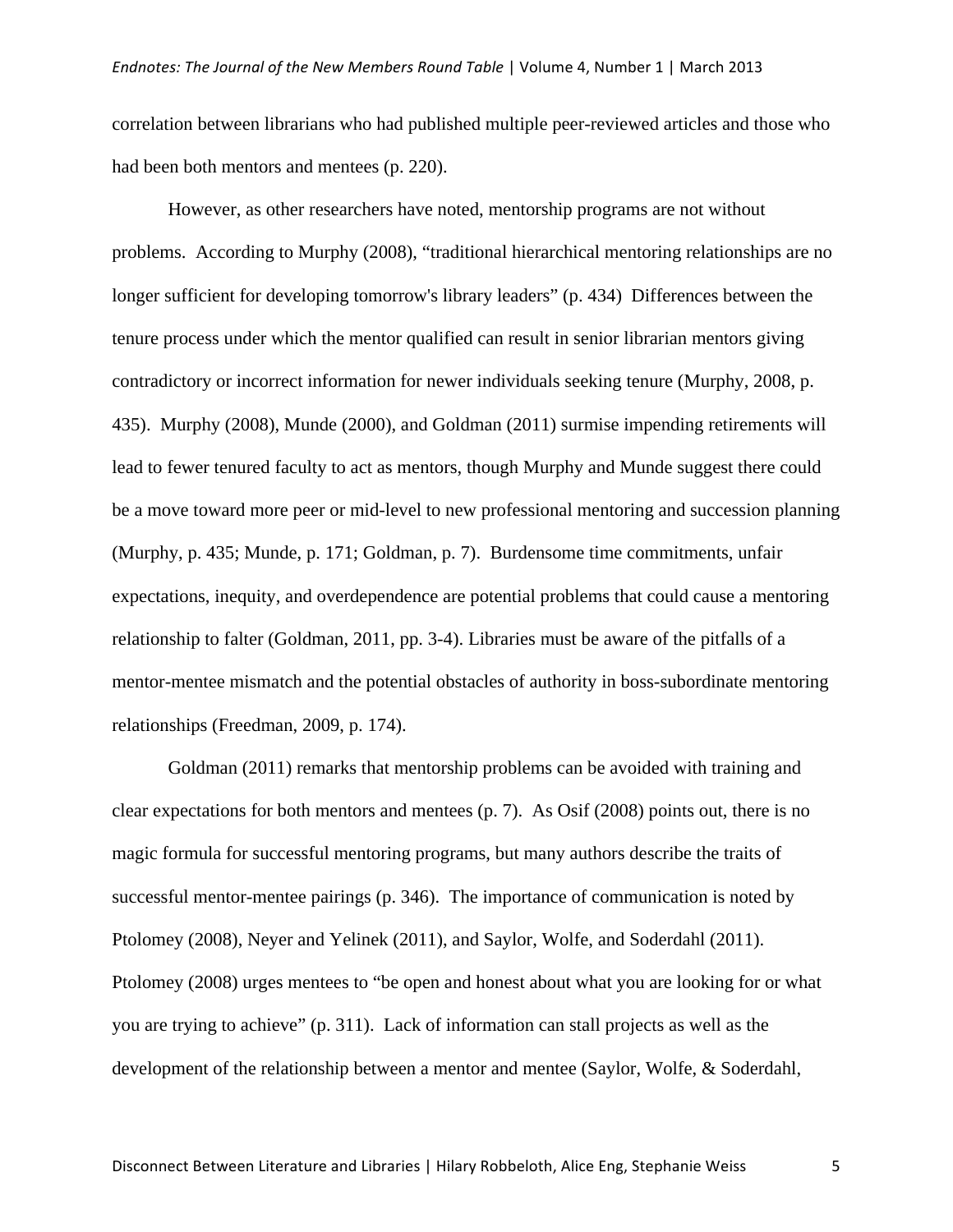correlation between librarians who had published multiple peer-reviewed articles and those who had been both mentors and mentees (p. 220).

However, as other researchers have noted, mentorship programs are not without problems. According to Murphy (2008), "traditional hierarchical mentoring relationships are no longer sufficient for developing tomorrow's library leaders" (p. 434) Differences between the tenure process under which the mentor qualified can result in senior librarian mentors giving contradictory or incorrect information for newer individuals seeking tenure (Murphy, 2008, p. 435). Murphy (2008), Munde (2000), and Goldman (2011) surmise impending retirements will lead to fewer tenured faculty to act as mentors, though Murphy and Munde suggest there could be a move toward more peer or mid-level to new professional mentoring and succession planning (Murphy, p. 435; Munde, p. 171; Goldman, p. 7). Burdensome time commitments, unfair expectations, inequity, and overdependence are potential problems that could cause a mentoring relationship to falter (Goldman, 2011, pp. 3-4). Libraries must be aware of the pitfalls of a mentor-mentee mismatch and the potential obstacles of authority in boss-subordinate mentoring relationships (Freedman, 2009, p. 174).

Goldman (2011) remarks that mentorship problems can be avoided with training and clear expectations for both mentors and mentees (p. 7). As Osif (2008) points out, there is no magic formula for successful mentoring programs, but many authors describe the traits of successful mentor-mentee pairings (p. 346). The importance of communication is noted by Ptolomey (2008), Neyer and Yelinek (2011), and Saylor, Wolfe, and Soderdahl (2011). Ptolomey (2008) urges mentees to "be open and honest about what you are looking for or what you are trying to achieve" (p. 311). Lack of information can stall projects as well as the development of the relationship between a mentor and mentee (Saylor, Wolfe, & Soderdahl,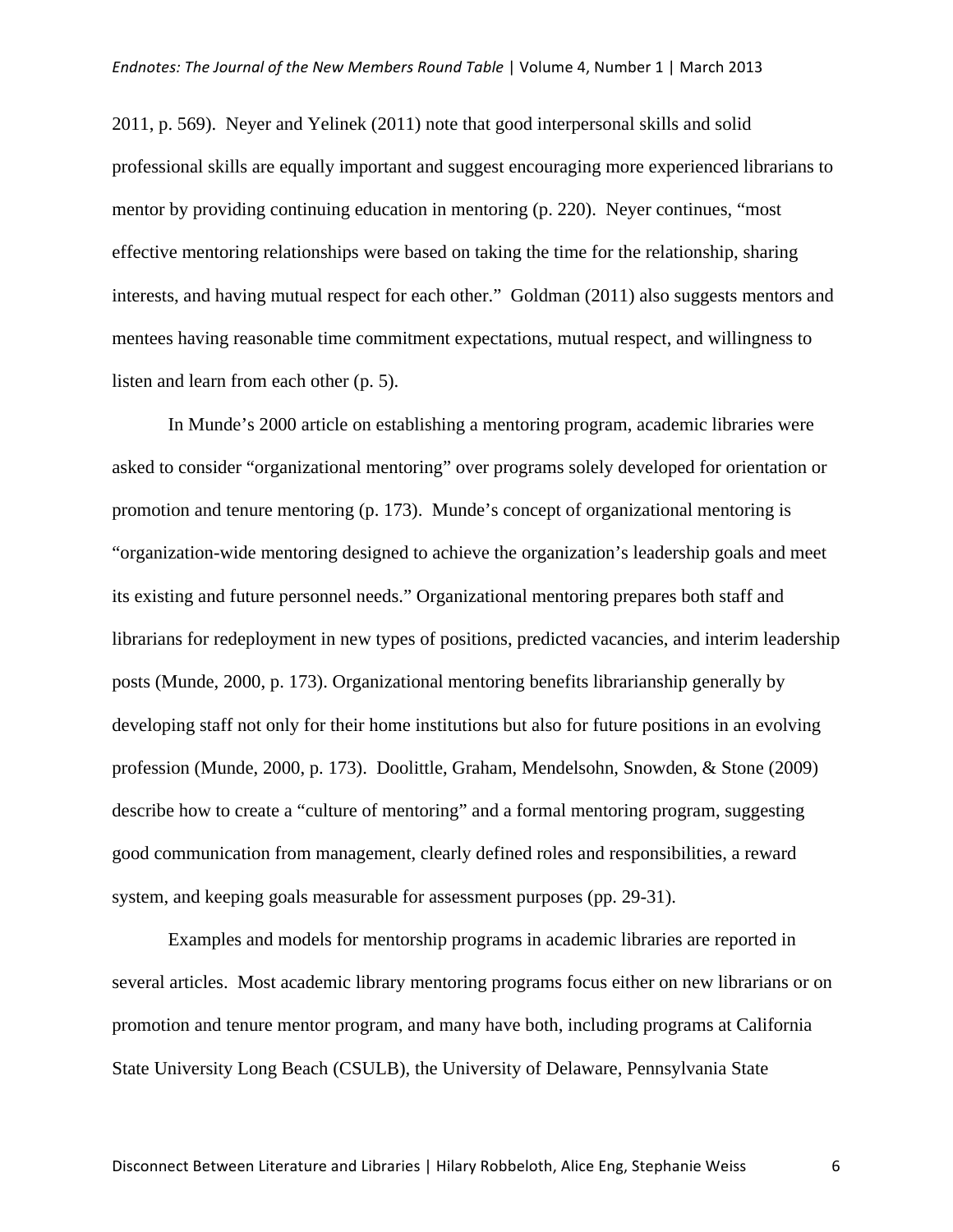2011, p. 569). Neyer and Yelinek (2011) note that good interpersonal skills and solid professional skills are equally important and suggest encouraging more experienced librarians to mentor by providing continuing education in mentoring (p. 220). Neyer continues, "most effective mentoring relationships were based on taking the time for the relationship, sharing interests, and having mutual respect for each other." Goldman (2011) also suggests mentors and mentees having reasonable time commitment expectations, mutual respect, and willingness to listen and learn from each other (p. 5).

In Munde's 2000 article on establishing a mentoring program, academic libraries were asked to consider "organizational mentoring" over programs solely developed for orientation or promotion and tenure mentoring (p. 173). Munde's concept of organizational mentoring is "organization-wide mentoring designed to achieve the organization's leadership goals and meet its existing and future personnel needs." Organizational mentoring prepares both staff and librarians for redeployment in new types of positions, predicted vacancies, and interim leadership posts (Munde, 2000, p. 173). Organizational mentoring benefits librarianship generally by developing staff not only for their home institutions but also for future positions in an evolving profession (Munde, 2000, p. 173). Doolittle, Graham, Mendelsohn, Snowden, & Stone (2009) describe how to create a "culture of mentoring" and a formal mentoring program, suggesting good communication from management, clearly defined roles and responsibilities, a reward system, and keeping goals measurable for assessment purposes (pp. 29-31).

Examples and models for mentorship programs in academic libraries are reported in several articles. Most academic library mentoring programs focus either on new librarians or on promotion and tenure mentor program, and many have both, including programs at California State University Long Beach (CSULB), the University of Delaware, Pennsylvania State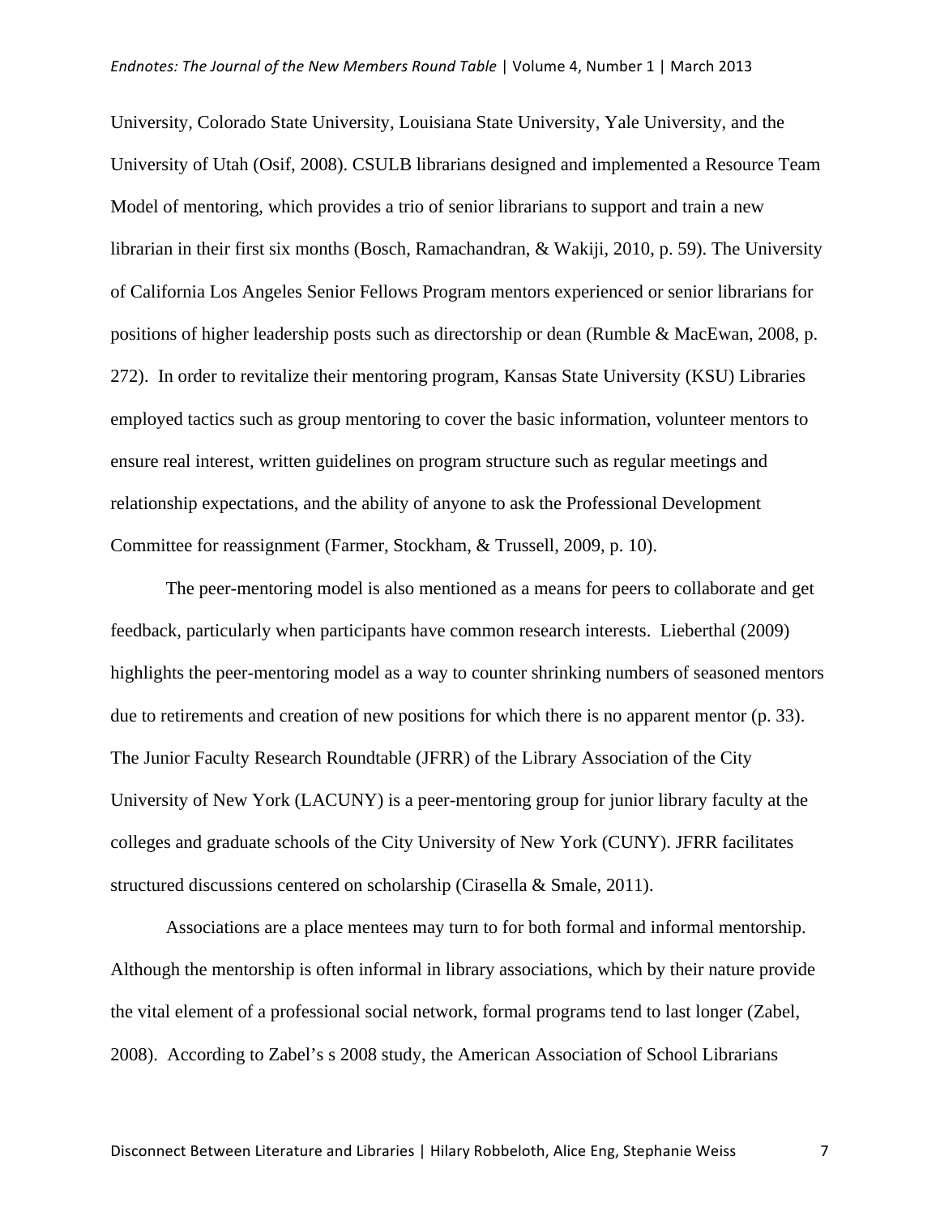University, Colorado State University, Louisiana State University, Yale University, and the University of Utah (Osif, 2008). CSULB librarians designed and implemented a Resource Team Model of mentoring, which provides a trio of senior librarians to support and train a new librarian in their first six months (Bosch, Ramachandran, & Wakiji, 2010, p. 59). The University of California Los Angeles Senior Fellows Program mentors experienced or senior librarians for positions of higher leadership posts such as directorship or dean (Rumble & MacEwan, 2008, p. 272). In order to revitalize their mentoring program, Kansas State University (KSU) Libraries employed tactics such as group mentoring to cover the basic information, volunteer mentors to ensure real interest, written guidelines on program structure such as regular meetings and relationship expectations, and the ability of anyone to ask the Professional Development Committee for reassignment (Farmer, Stockham, & Trussell, 2009, p. 10).

The peer-mentoring model is also mentioned as a means for peers to collaborate and get feedback, particularly when participants have common research interests. Lieberthal (2009) highlights the peer-mentoring model as a way to counter shrinking numbers of seasoned mentors due to retirements and creation of new positions for which there is no apparent mentor (p. 33). The Junior Faculty Research Roundtable (JFRR) of the Library Association of the City University of New York (LACUNY) is a peer-mentoring group for junior library faculty at the colleges and graduate schools of the City University of New York (CUNY). JFRR facilitates structured discussions centered on scholarship (Cirasella & Smale, 2011).

Associations are a place mentees may turn to for both formal and informal mentorship. Although the mentorship is often informal in library associations, which by their nature provide the vital element of a professional social network, formal programs tend to last longer (Zabel, 2008). According to Zabel's s 2008 study, the American Association of School Librarians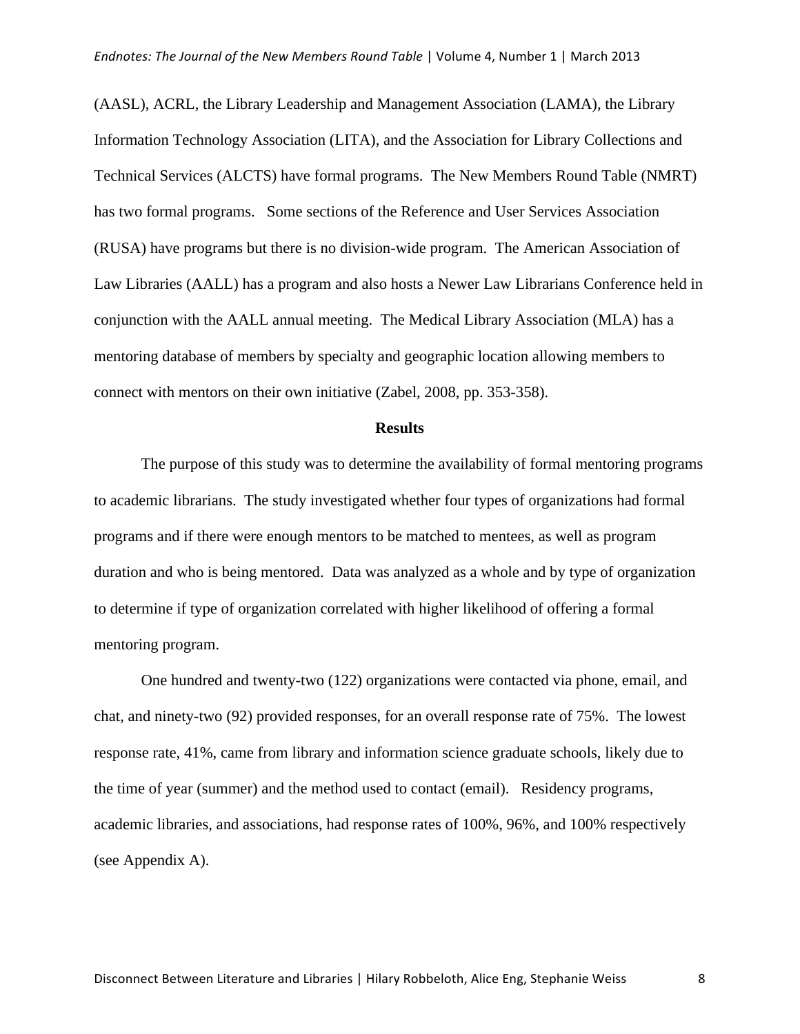(AASL), ACRL, the Library Leadership and Management Association (LAMA), the Library Information Technology Association (LITA), and the Association for Library Collections and Technical Services (ALCTS) have formal programs. The New Members Round Table (NMRT) has two formal programs. Some sections of the Reference and User Services Association (RUSA) have programs but there is no division-wide program. The American Association of Law Libraries (AALL) has a program and also hosts a Newer Law Librarians Conference held in conjunction with the AALL annual meeting. The Medical Library Association (MLA) has a mentoring database of members by specialty and geographic location allowing members to connect with mentors on their own initiative (Zabel, 2008, pp. 353-358).

## Results

The purpose of this study was to determine the availability of formal mentoring programs to academic librarians. The study investigated whether four types of organizations had formal programs and if there were enough mentors to be matched to mentees, as well as program duration and who is being mentored. Data was analyzed as a whole and by type of organization to determine if type of organization correlated with higher likelihood of offering a formal mentoring program.

One hundred and twenty-two (122) organizations were contacted via phone, email, and chat, and ninety-two (92) provided responses, for an overall response rate of 75%. The lowest response rate, 41%, came from library and information science graduate schools, likely due to the time of year (summer) and the method used to contact (email). Residency programs, academic libraries, and associations, had response rates of 100%, 96%, and 100% respectively (see Appendix A).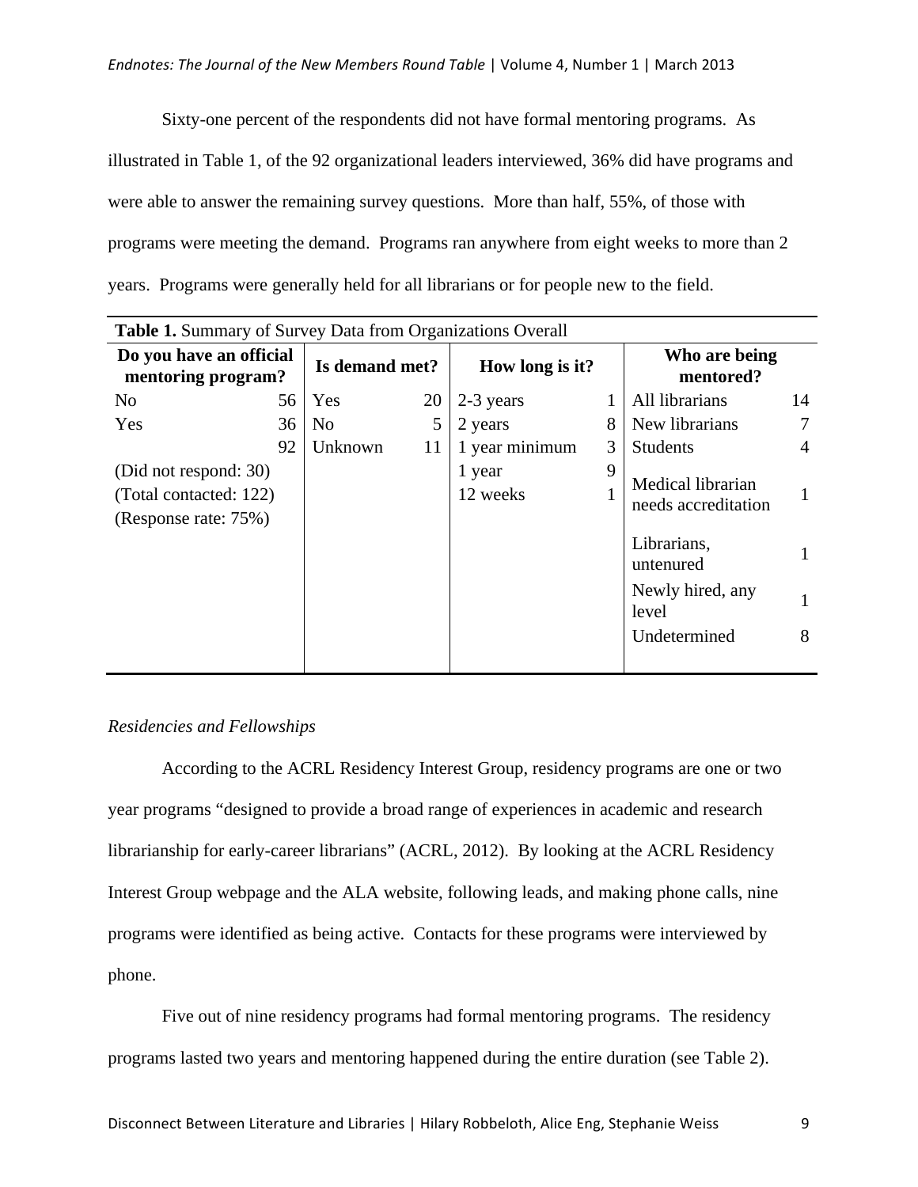Sixty-one percent of the respondents did not have formal mentoring programs. As illustrated in Table 1, of the 92 organizational leaders interviewed, 36% did have programs and were able to answer the remaining survey questions. More than half, 55%, of those with programs were meeting the demand. Programs ran anywhere from eight weeks to more than 2 years. Programs were generally held for all librarians or for people new to the field.

**Table 1.** Summary of Survey Data from Organizations Overall

| Do you have an official mentoring program? | | Is demand met? | | How long is it? | | Who are being mentored? | |
|---|---|---|---|---|---|---|---|
| No | 56 | Yes | 20 | 2-3 years | 1 | All librarians | 14 |
| Yes | 36 | No | 5 | 2 years | 8 | New librarians | 7 |
| | 92 | Unknown | 11 | 1 year minimum | 3 | Students | 4 |
| (Did not respond: 30) | | | | 1 year | 9 | Medical librarian needs accreditation | 1 |
| (Total contacted: 122) | | | | 12 weeks | 1 | Librarians, untenured | 1 |
| (Response rate: 75%) | | | | | | Newly hired, any level | 1 |
| | | | | | | Undetermined | 8 |

*Residencies and Fellowships*

According to the ACRL Residency Interest Group, residency programs are one or two year programs "designed to provide a broad range of experiences in academic and research librarianship for early-career librarians" (ACRL, 2012). By looking at the ACRL Residency Interest Group webpage and the ALA website, following leads, and making phone calls, nine programs were identified as being active. Contacts for these programs were interviewed by phone.

Five out of nine residency programs had formal mentoring programs. The residency programs lasted two years and mentoring happened during the entire duration (see Table 2).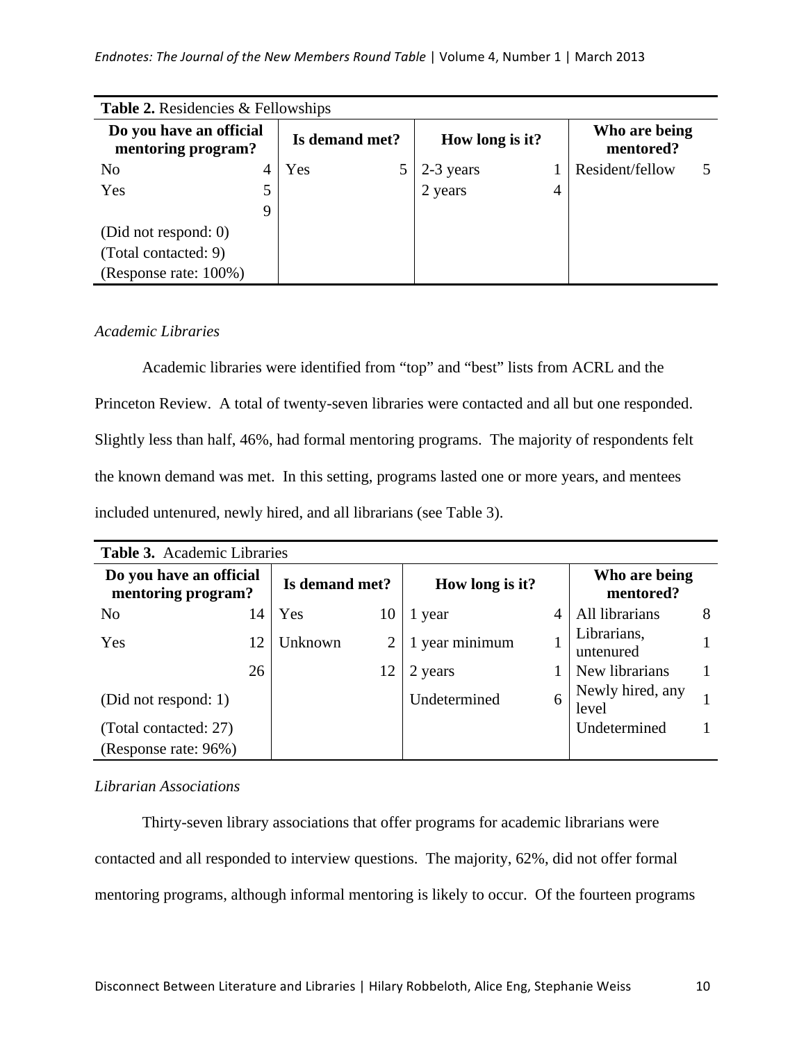**Table 2.** Residencies & Fellowships

| Do you have an official mentoring program? | | Is demand met? | | How long is it? | | Who are being mentored? | |
|---|---|---|---|---|---|---|---|
| No | 4 | Yes | 5 | 2-3 years | 1 | Resident/fellow | 5 |
| Yes | 5 | | | 2 years | 4 | | |
| | 9 | | | | | | |
| (Did not respond: 0) | | | | | | | |
| (Total contacted: 9) | | | | | | | |
| (Response rate: 100%) | | | | | | | |

*Academic Libraries*

Academic libraries were identified from "top" and "best" lists from ACRL and the Princeton Review. A total of twenty-seven libraries were contacted and all but one responded. Slightly less than half, 46%, had formal mentoring programs. The majority of respondents felt the known demand was met. In this setting, programs lasted one or more years, and mentees included untenured, newly hired, and all librarians (see Table 3).

**Table 3.** Academic Libraries

| Do you have an official mentoring program? | | Is demand met? | | How long is it? | | Who are being mentored? | |
|---|---|---|---|---|---|---|---|
| No | 14 | Yes | 10 | 1 year | 4 | All librarians | 8 |
| Yes | 12 | Unknown | 2 | 1 year minimum | 1 | Librarians, untenured | 1 |
| | 26 | | 12 | 2 years | 1 | New librarians | 1 |
| (Did not respond: 1) | | | | Undetermined | 6 | Newly hired, any level | 1 |
| (Total contacted: 27) | | | | | | Undetermined | 1 |
| (Response rate: 96%) | | | | | | | |

*Librarian Associations*

Thirty-seven library associations that offer programs for academic librarians were contacted and all responded to interview questions. The majority, 62%, did not offer formal mentoring programs, although informal mentoring is likely to occur. Of the fourteen programs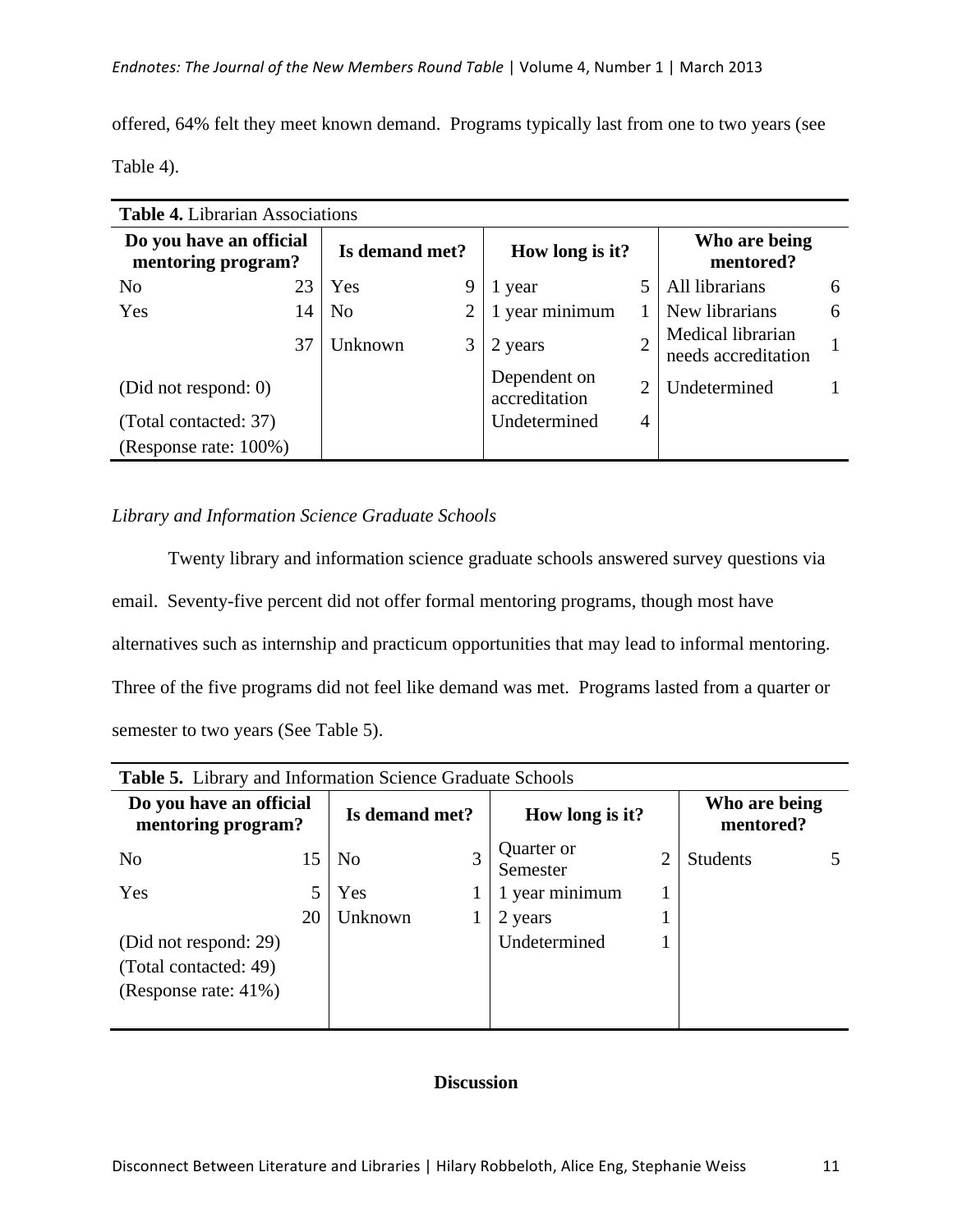offered, 64% felt they meet known demand. Programs typically last from one to two years (see Table 4).

**Table 4.** Librarian Associations

| **Do you have an official mentoring program?** | | **Is demand met?** | | **How long is it?** | | **Who are being mentored?** | |
|---|---|---|---|---|---|---|---|
| No | 23 | Yes | 9 | 1 year | 5 | All librarians | 6 |
| Yes | 14 | No | 2 | 1 year minimum | 1 | New librarians | 6 |
| | 37 | Unknown | 3 | 2 years | 2 | Medical librarian needs accreditation | 1 |
| (Did not respond: 0) | | | | Dependent on accreditation | 2 | Undetermined | 1 |
| (Total contacted: 37) | | | | Undetermined | 4 | | |
| (Response rate: 100%) | | | | | | | |

*Library and Information Science Graduate Schools*

Twenty library and information science graduate schools answered survey questions via email. Seventy-five percent did not offer formal mentoring programs, though most have alternatives such as internship and practicum opportunities that may lead to informal mentoring. Three of the five programs did not feel like demand was met. Programs lasted from a quarter or semester to two years (See Table 5).

**Table 5.** Library and Information Science Graduate Schools

| **Do you have an official mentoring program?** | | **Is demand met?** | | **How long is it?** | | **Who are being mentored?** | |
|---|---|---|---|---|---|---|---|
| No | 15 | No | 3 | Quarter or Semester | 2 | Students | 5 |
| Yes | 5 | Yes | 1 | 1 year minimum | 1 | | |
| | 20 | Unknown | 1 | 2 years | 1 | | |
| (Did not respond: 29) | | | | Undetermined | 1 | | |
| (Total contacted: 49) | | | | | | | |
| (Response rate: 41%) | | | | | | | |

## Discussion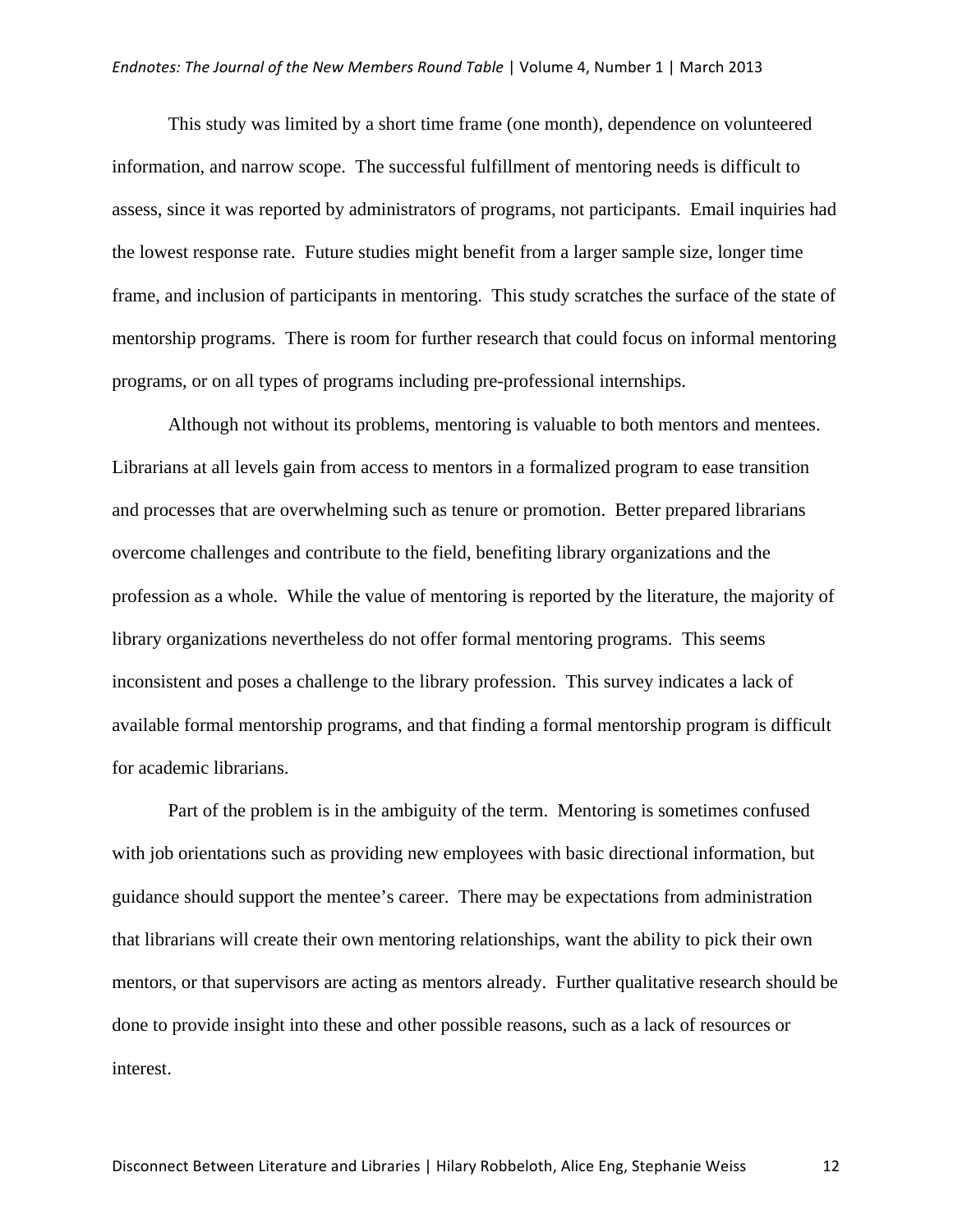This study was limited by a short time frame (one month), dependence on volunteered information, and narrow scope. The successful fulfillment of mentoring needs is difficult to assess, since it was reported by administrators of programs, not participants. Email inquiries had the lowest response rate. Future studies might benefit from a larger sample size, longer time frame, and inclusion of participants in mentoring. This study scratches the surface of the state of mentorship programs. There is room for further research that could focus on informal mentoring programs, or on all types of programs including pre-professional internships.

Although not without its problems, mentoring is valuable to both mentors and mentees. Librarians at all levels gain from access to mentors in a formalized program to ease transition and processes that are overwhelming such as tenure or promotion. Better prepared librarians overcome challenges and contribute to the field, benefiting library organizations and the profession as a whole. While the value of mentoring is reported by the literature, the majority of library organizations nevertheless do not offer formal mentoring programs. This seems inconsistent and poses a challenge to the library profession. This survey indicates a lack of available formal mentorship programs, and that finding a formal mentorship program is difficult for academic librarians.

Part of the problem is in the ambiguity of the term. Mentoring is sometimes confused with job orientations such as providing new employees with basic directional information, but guidance should support the mentee's career. There may be expectations from administration that librarians will create their own mentoring relationships, want the ability to pick their own mentors, or that supervisors are acting as mentors already. Further qualitative research should be done to provide insight into these and other possible reasons, such as a lack of resources or interest.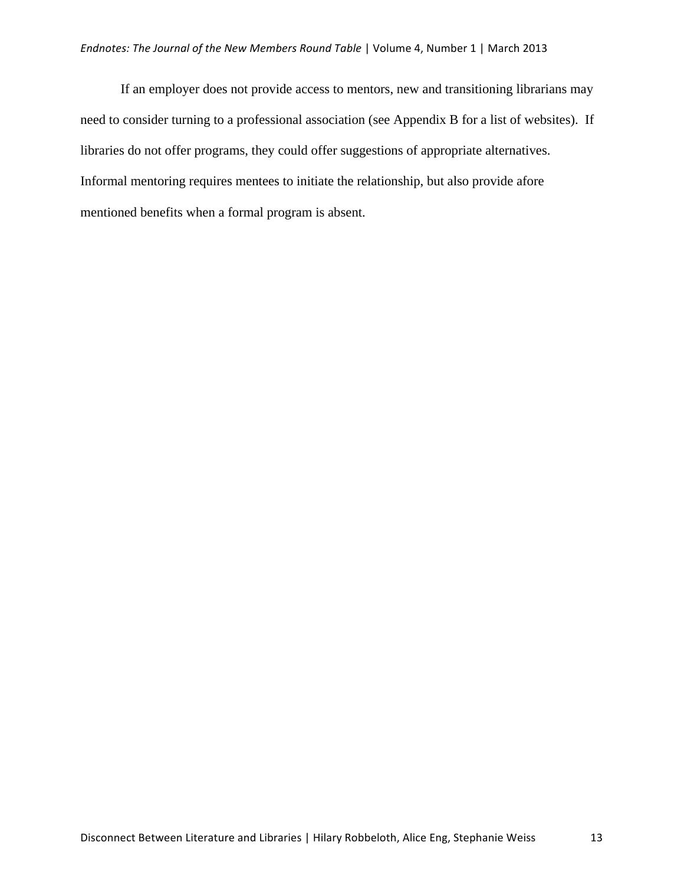If an employer does not provide access to mentors, new and transitioning librarians may need to consider turning to a professional association (see Appendix B for a list of websites). If libraries do not offer programs, they could offer suggestions of appropriate alternatives. Informal mentoring requires mentees to initiate the relationship, but also provide afore mentioned benefits when a formal program is absent.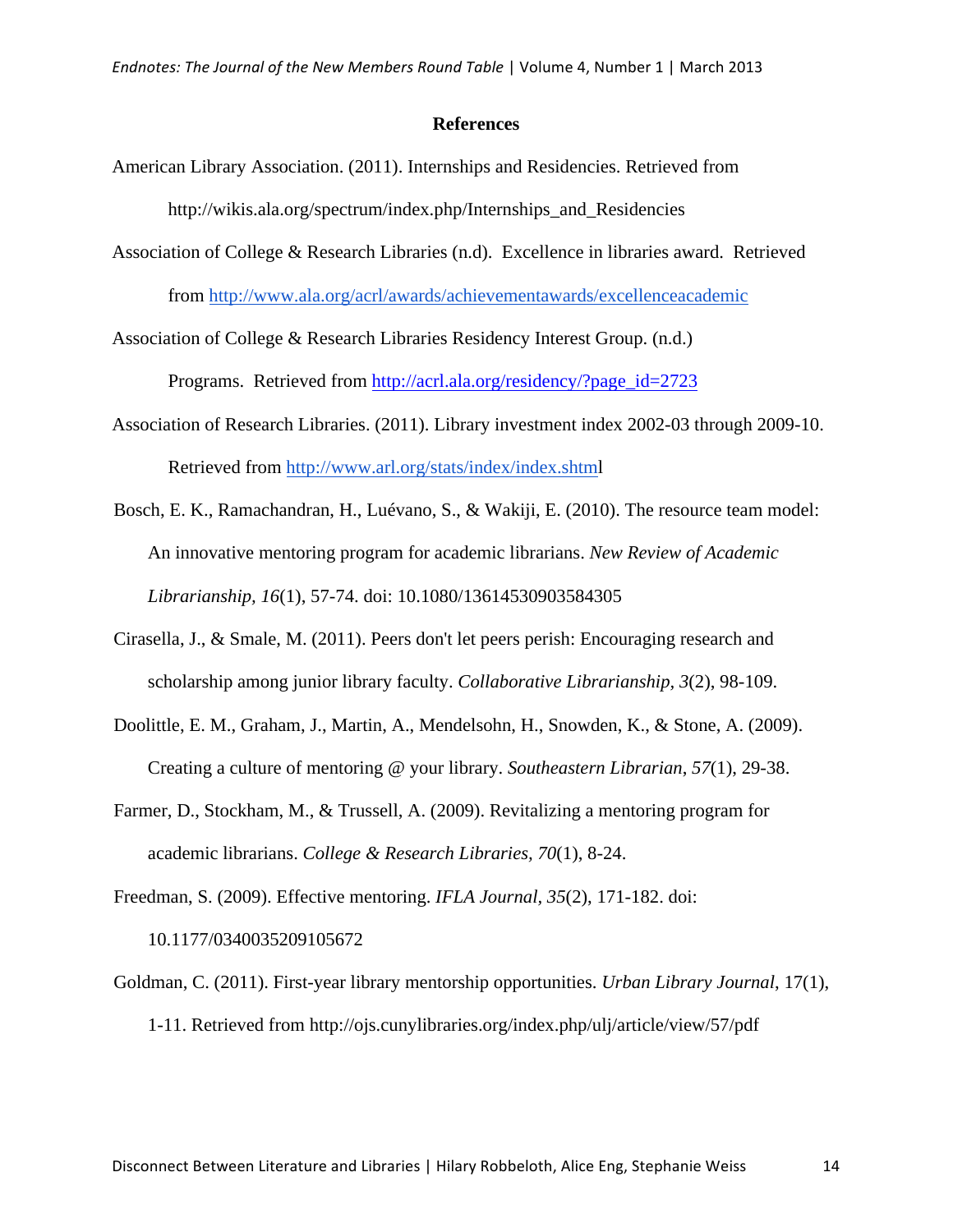## References

American Library Association. (2011). Internships and Residencies. Retrieved from http://wikis.ala.org/spectrum/index.php/Internships_and_Residencies

Association of College & Research Libraries (n.d). Excellence in libraries award. Retrieved from http://www.ala.org/acrl/awards/achievementawards/excellenceacademic

Association of College & Research Libraries Residency Interest Group. (n.d.) Programs. Retrieved from http://acrl.ala.org/residency/?page_id=2723

Association of Research Libraries. (2011). Library investment index 2002-03 through 2009-10. Retrieved from http://www.arl.org/stats/index/index.shtml

Bosch, E. K., Ramachandran, H., Luévano, S., & Wakiji, E. (2010). The resource team model: An innovative mentoring program for academic librarians. *New Review of Academic Librarianship, 16*(1), 57-74. doi: 10.1080/13614530903584305

Cirasella, J., & Smale, M. (2011). Peers don't let peers perish: Encouraging research and scholarship among junior library faculty. *Collaborative Librarianship*, *3*(2), 98-109.

Doolittle, E. M., Graham, J., Martin, A., Mendelsohn, H., Snowden, K., & Stone, A. (2009). Creating a culture of mentoring @ your library. *Southeastern Librarian*, *57*(1), 29-38.

Farmer, D., Stockham, M., & Trussell, A. (2009). Revitalizing a mentoring program for academic librarians. *College & Research Libraries*, *70*(1), 8-24.

Freedman, S. (2009). Effective mentoring. *IFLA Journal*, *35*(2), 171-182. doi: 10.1177/0340035209105672

Goldman, C. (2011). First-year library mentorship opportunities. *Urban Library Journal*, 17(1), 1-11. Retrieved from http://ojs.cunylibraries.org/index.php/ulj/article/view/57/pdf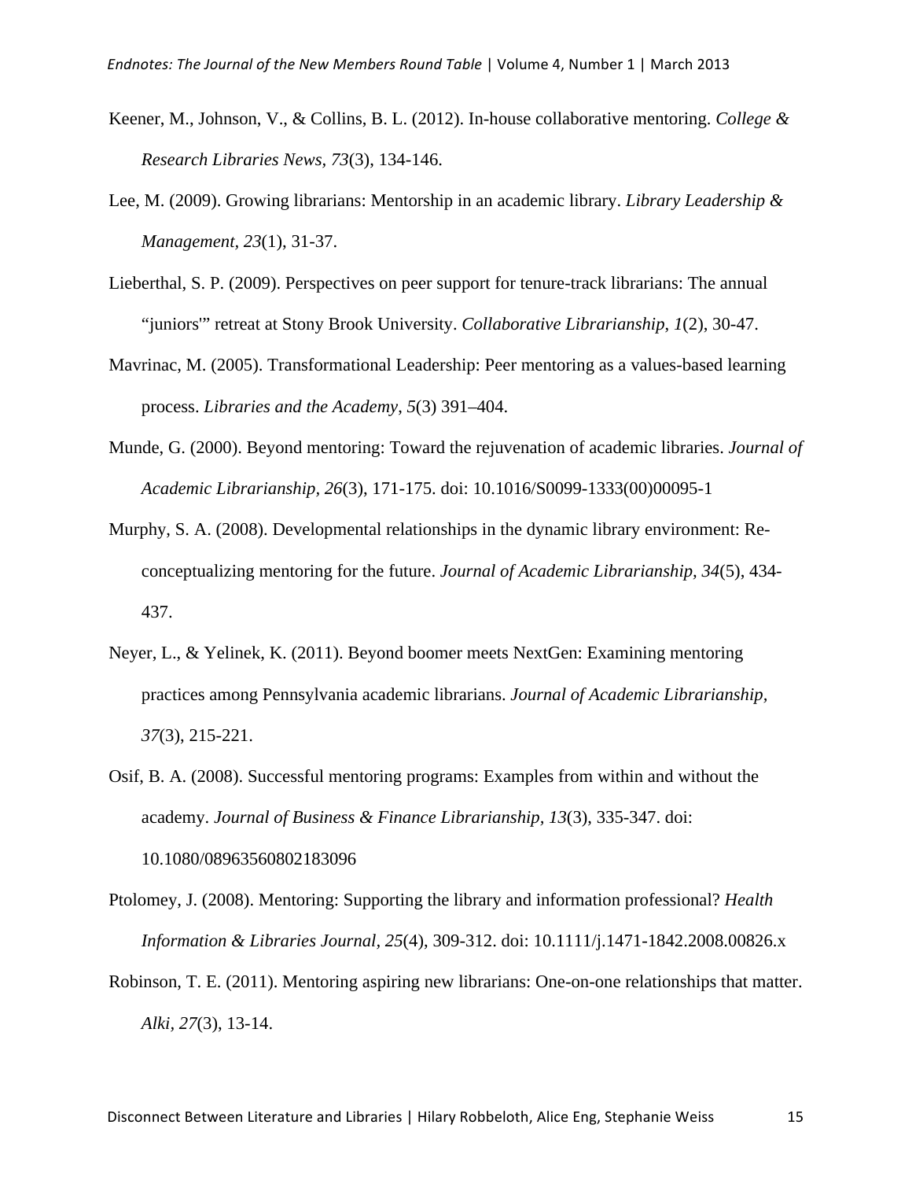Keener, M., Johnson, V., & Collins, B. L. (2012). In-house collaborative mentoring. *College & Research Libraries News, 73*(3), 134-146.

Lee, M. (2009). Growing librarians: Mentorship in an academic library. *Library Leadership & Management, 23*(1), 31-37.

Lieberthal, S. P. (2009). Perspectives on peer support for tenure-track librarians: The annual "juniors'" retreat at Stony Brook University. *Collaborative Librarianship, 1*(2), 30-47.

Mavrinac, M. (2005). Transformational Leadership: Peer mentoring as a values-based learning process. *Libraries and the Academy, 5*(3) 391–404.

Munde, G. (2000). Beyond mentoring: Toward the rejuvenation of academic libraries. *Journal of Academic Librarianship, 26*(3), 171-175. doi: 10.1016/S0099-1333(00)00095-1

Murphy, S. A. (2008). Developmental relationships in the dynamic library environment: Re-conceptualizing mentoring for the future. *Journal of Academic Librarianship, 34*(5), 434-437.

Neyer, L., & Yelinek, K. (2011). Beyond boomer meets NextGen: Examining mentoring practices among Pennsylvania academic librarians. *Journal of Academic Librarianship, 37*(3), 215-221.

Osif, B. A. (2008). Successful mentoring programs: Examples from within and without the academy. *Journal of Business & Finance Librarianship, 13*(3), 335-347. doi: 10.1080/08963560802183096

Ptolomey, J. (2008). Mentoring: Supporting the library and information professional? *Health Information & Libraries Journal, 25*(4), 309-312. doi: 10.1111/j.1471-1842.2008.00826.x

Robinson, T. E. (2011). Mentoring aspiring new librarians: One-on-one relationships that matter. *Alki, 27*(3), 13-14.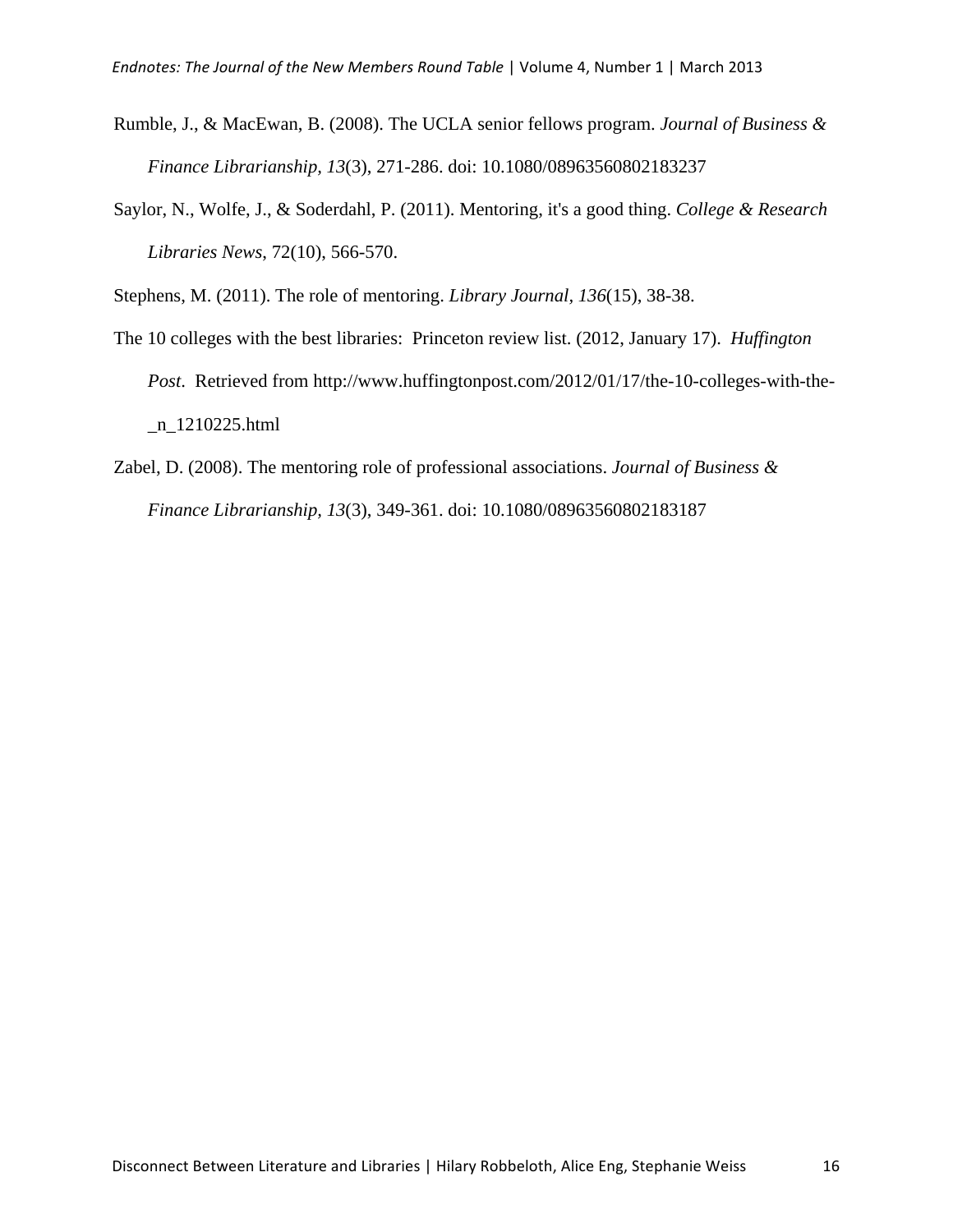Rumble, J., & MacEwan, B. (2008). The UCLA senior fellows program. *Journal of Business & Finance Librarianship, 13*(3), 271-286. doi: 10.1080/08963560802183237

Saylor, N., Wolfe, J., & Soderdahl, P. (2011). Mentoring, it's a good thing. *College & Research Libraries News*, 72(10), 566-570.

Stephens, M. (2011). The role of mentoring. *Library Journal, 136*(15), 38-38.

The 10 colleges with the best libraries: Princeton review list. (2012, January 17). *Huffington Post*. Retrieved from http://www.huffingtonpost.com/2012/01/17/the-10-colleges-with-the-_n_1210225.html

Zabel, D. (2008). The mentoring role of professional associations. *Journal of Business & Finance Librarianship, 13*(3), 349-361. doi: 10.1080/08963560802183187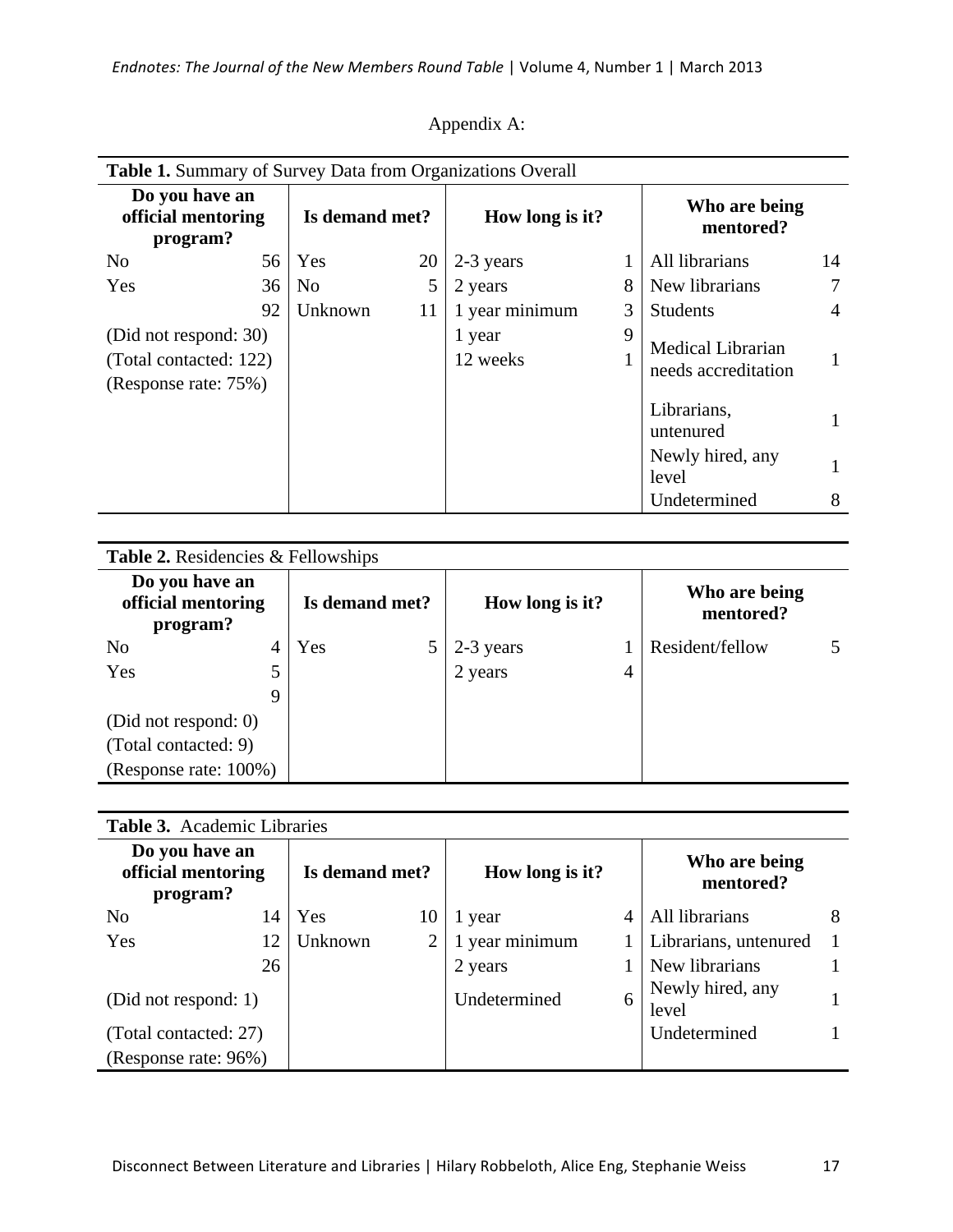Appendix A:

**Table 1.** Summary of Survey Data from Organizations Overall

| Do you have an official mentoring program? | | Is demand met? | | How long is it? | | Who are being mentored? | |
|---|---|---|---|---|---|---|---|
| No | 56 | Yes | 20 | 2-3 years | 1 | All librarians | 14 |
| Yes | 36 | No | 5 | 2 years | 8 | New librarians | 7 |
| | 92 | Unknown | 11 | 1 year minimum | 3 | Students | 4 |
| (Did not respond: 30) | | | | 1 year | 9 | Medical Librarian needs accreditation | 1 |
| (Total contacted: 122) | | | | 12 weeks | 1 | Librarians, untenured | 1 |
| (Response rate: 75%) | | | | | | Newly hired, any level | 1 |
| | | | | | | Undetermined | 8 |

**Table 2.** Residencies & Fellowships

| Do you have an official mentoring program? | | Is demand met? | | How long is it? | | Who are being mentored? | |
|---|---|---|---|---|---|---|---|
| No | 4 | Yes | 5 | 2-3 years | 1 | Resident/fellow | 5 |
| Yes | 5 | | | 2 years | 4 | | |
| | 9 | | | | | | |
| (Did not respond: 0) | | | | | | | |
| (Total contacted: 9) | | | | | | | |
| (Response rate: 100%) | | | | | | | |

**Table 3.** Academic Libraries

| Do you have an official mentoring program? | | Is demand met? | | How long is it? | | Who are being mentored? | |
|---|---|---|---|---|---|---|---|
| No | 14 | Yes | 10 | 1 year | 4 | All librarians | 8 |
| Yes | 12 | Unknown | 2 | 1 year minimum | 1 | Librarians, untenured | 1 |
| | 26 | | | 2 years | 1 | New librarians | 1 |
| (Did not respond: 1) | | | | Undetermined | 6 | Newly hired, any level | 1 |
| (Total contacted: 27) | | | | | | Undetermined | 1 |
| (Response rate: 96%) | | | | | | | |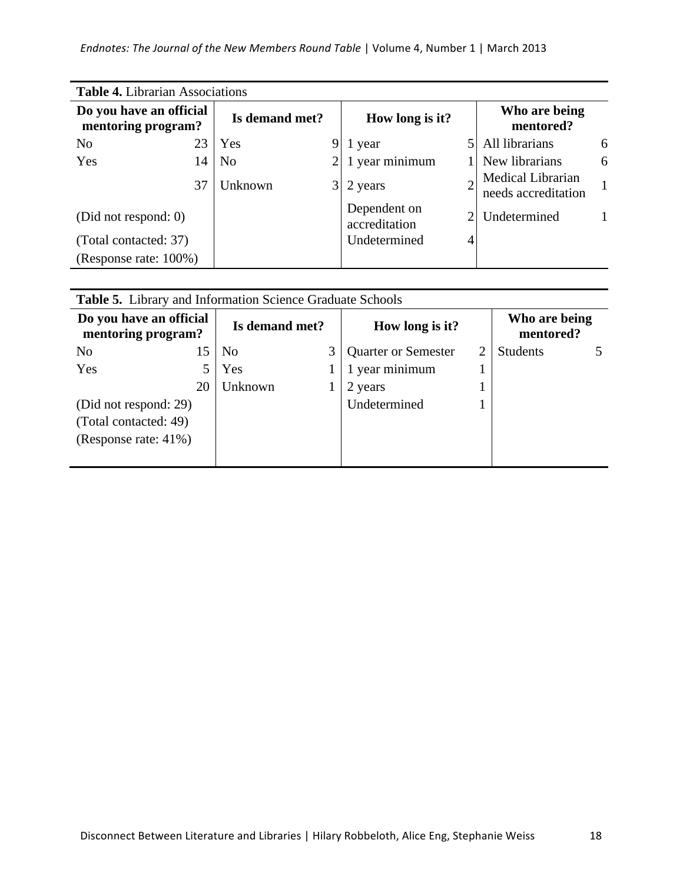**Table 4.** Librarian Associations

| Do you have an official mentoring program? | | Is demand met? | | How long is it? | | Who are being mentored? | |
|---|---|---|---|---|---|---|---|
| No | 23 | Yes | 9 | 1 year | 5 | All librarians | 6 |
| Yes | 14 | No | 2 | 1 year minimum | 1 | New librarians | 6 |
| | 37 | Unknown | 3 | 2 years | 2 | Medical Librarian needs accreditation | 1 |
| (Did not respond: 0) | | | | Dependent on accreditation | 2 | Undetermined | 1 |
| (Total contacted: 37) | | | | Undetermined | 4 | | |
| (Response rate: 100%) | | | | | | | |

**Table 5.** Library and Information Science Graduate Schools

| Do you have an official mentoring program? | | Is demand met? | | How long is it? | | Who are being mentored? | |
|---|---|---|---|---|---|---|---|
| No | 15 | No | 3 | Quarter or Semester | 2 | Students | 5 |
| Yes | 5 | Yes | 1 | 1 year minimum | 1 | | |
| | 20 | Unknown | 1 | 2 years | 1 | | |
| (Did not respond: 29) | | | | Undetermined | 1 | | |
| (Total contacted: 49) | | | | | | | |
| (Response rate: 41%) | | | | | | | |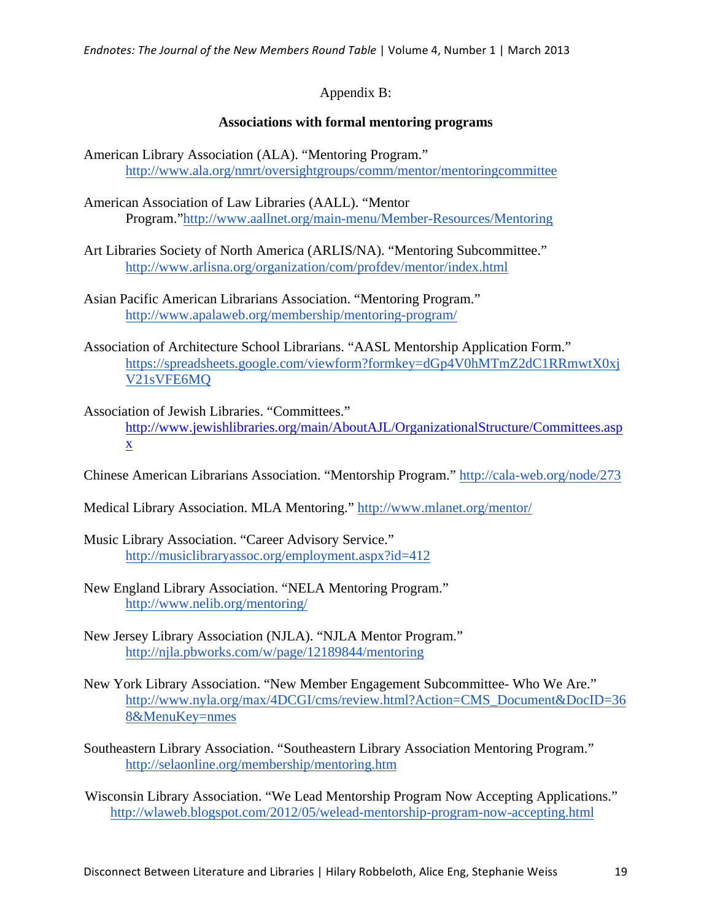Appendix B:

**Associations with formal mentoring programs**

American Library Association (ALA). "Mentoring Program." http://www.ala.org/nmrt/oversightgroups/comm/mentor/mentoringcommittee

American Association of Law Libraries (AALL). "Mentor Program."http://www.aallnet.org/main-menu/Member-Resources/Mentoring

Art Libraries Society of North America (ARLIS/NA). "Mentoring Subcommittee." http://www.arlisna.org/organization/com/profdev/mentor/index.html

Asian Pacific American Librarians Association. "Mentoring Program." http://www.apalaweb.org/membership/mentoring-program/

Association of Architecture School Librarians. "AASL Mentorship Application Form." https://spreadsheets.google.com/viewform?formkey=dGp4V0hMTmZ2dC1RRmwtX0xjV21sVFE6MQ

Association of Jewish Libraries. "Committees." http://www.jewishlibraries.org/main/AboutAJL/OrganizationalStructure/Committees.aspx

Chinese American Librarians Association. "Mentorship Program." http://cala-web.org/node/273

Medical Library Association. MLA Mentoring." http://www.mlanet.org/mentor/

Music Library Association. "Career Advisory Service." http://musiclibraryassoc.org/employment.aspx?id=412

New England Library Association. "NELA Mentoring Program." http://www.nelib.org/mentoring/

New Jersey Library Association (NJLA). "NJLA Mentor Program." http://njla.pbworks.com/w/page/12189844/mentoring

New York Library Association. "New Member Engagement Subcommittee- Who We Are." http://www.nyla.org/max/4DCGI/cms/review.html?Action=CMS_Document&DocID=368&MenuKey=nmes

Southeastern Library Association. "Southeastern Library Association Mentoring Program." http://selaonline.org/membership/mentoring.htm

Wisconsin Library Association. "We Lead Mentorship Program Now Accepting Applications." http://wlaweb.blogspot.com/2012/05/welead-mentorship-program-now-accepting.html